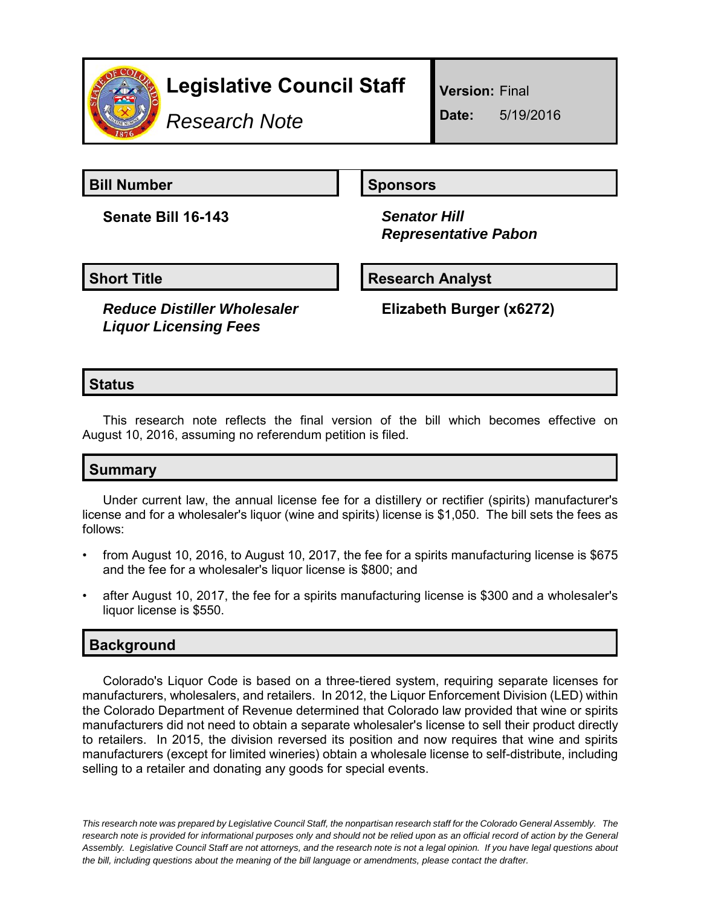# Legislative Council Staff

*Research Note*

**Version:** Final

**Date:** 5/19/2016

## Bill Number

**Senate Bill 16-143**

## Sponsors

***Senator Hill***
***Representative Pabon***

## Short Title

***Reduce Distiller Wholesaler Liquor Licensing Fees***

## Research Analyst

**Elizabeth Burger (x6272)**

## Status

This research note reflects the final version of the bill which becomes effective on August 10, 2016, assuming no referendum petition is filed.

## Summary

Under current law, the annual license fee for a distillery or rectifier (spirits) manufacturer's license and for a wholesaler's liquor (wine and spirits) license is $1,050. The bill sets the fees as follows:

- from August 10, 2016, to August 10, 2017, the fee for a spirits manufacturing license is $675 and the fee for a wholesaler's liquor license is $800; and
- after August 10, 2017, the fee for a spirits manufacturing license is $300 and a wholesaler's liquor license is $550.

## Background

Colorado's Liquor Code is based on a three-tiered system, requiring separate licenses for manufacturers, wholesalers, and retailers. In 2012, the Liquor Enforcement Division (LED) within the Colorado Department of Revenue determined that Colorado law provided that wine or spirits manufacturers did not need to obtain a separate wholesaler's license to sell their product directly to retailers. In 2015, the division reversed its position and now requires that wine and spirits manufacturers (except for limited wineries) obtain a wholesale license to self-distribute, including selling to a retailer and donating any goods for special events.

*This research note was prepared by Legislative Council Staff, the nonpartisan research staff for the Colorado General Assembly. The research note is provided for informational purposes only and should not be relied upon as an official record of action by the General Assembly. Legislative Council Staff are not attorneys, and the research note is not a legal opinion. If you have legal questions about the bill, including questions about the meaning of the bill language or amendments, please contact the drafter.*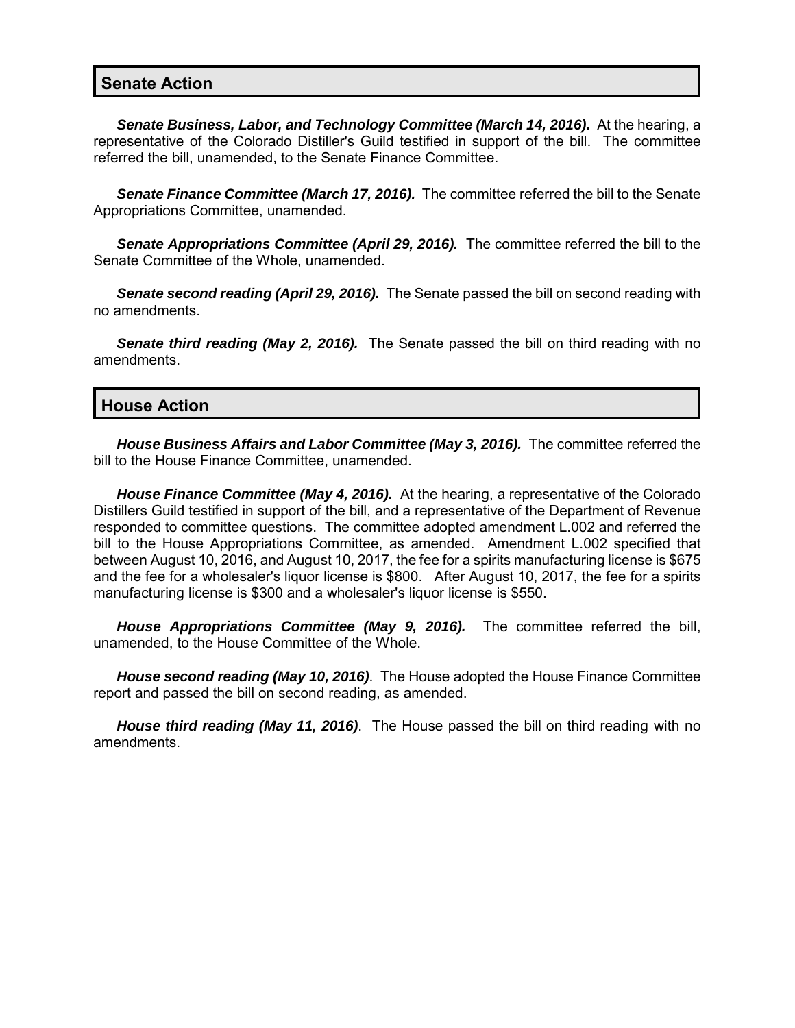## Senate Action

***Senate Business, Labor, and Technology Committee (March 14, 2016).*** At the hearing, a representative of the Colorado Distiller's Guild testified in support of the bill. The committee referred the bill, unamended, to the Senate Finance Committee.

***Senate Finance Committee (March 17, 2016).*** The committee referred the bill to the Senate Appropriations Committee, unamended.

***Senate Appropriations Committee (April 29, 2016).*** The committee referred the bill to the Senate Committee of the Whole, unamended.

***Senate second reading (April 29, 2016).*** The Senate passed the bill on second reading with no amendments.

***Senate third reading (May 2, 2016).*** The Senate passed the bill on third reading with no amendments.

## House Action

***House Business Affairs and Labor Committee (May 3, 2016).*** The committee referred the bill to the House Finance Committee, unamended.

***House Finance Committee (May 4, 2016).*** At the hearing, a representative of the Colorado Distillers Guild testified in support of the bill, and a representative of the Department of Revenue responded to committee questions. The committee adopted amendment L.002 and referred the bill to the House Appropriations Committee, as amended. Amendment L.002 specified that between August 10, 2016, and August 10, 2017, the fee for a spirits manufacturing license is $675 and the fee for a wholesaler's liquor license is $800. After August 10, 2017, the fee for a spirits manufacturing license is $300 and a wholesaler's liquor license is $550.

***House Appropriations Committee (May 9, 2016).*** The committee referred the bill, unamended, to the House Committee of the Whole.

***House second reading (May 10, 2016)***. The House adopted the House Finance Committee report and passed the bill on second reading, as amended.

***House third reading (May 11, 2016)***. The House passed the bill on third reading with no amendments.